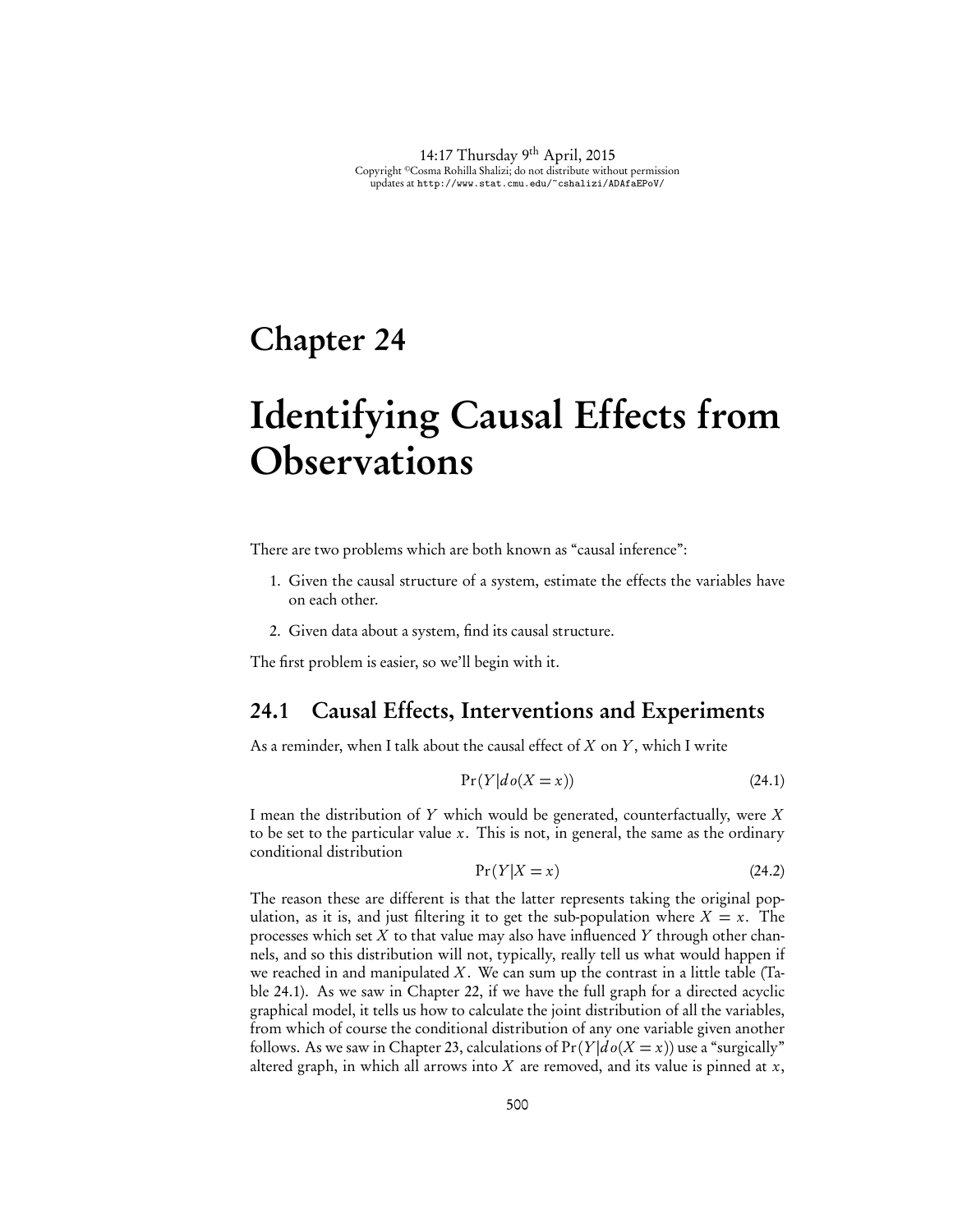# Chapter 24

# Identifying Causal Effects from Observations

There are two problems which are both known as "causal inference":

1. Given the causal structure of a system, estimate the effects the variables have on each other.
2. Given data about a system, find its causal structure.

The first problem is easier, so we'll begin with it.

## 24.1 Causal Effects, Interventions and Experiments

As a reminder, when I talk about the causal effect of $X$ on $Y$, which I write

$$\Pr(Y|do(X=x)) \tag{24.1}$$

I mean the distribution of $Y$ which would be generated, counterfactually, were $X$ to be set to the particular value $x$. This is not, in general, the same as the ordinary conditional distribution

$$\Pr(Y|X=x) \tag{24.2}$$

The reason these are different is that the latter represents taking the original population, as it is, and just filtering it to get the sub-population where $X = x$. The processes which set $X$ to that value may also have influenced $Y$ through other channels, and so this distribution will not, typically, really tell us what would happen if we reached in and manipulated $X$. We can sum up the contrast in a little table (Table 24.1). As we saw in Chapter 22, if we have the full graph for a directed acyclic graphical model, it tells us how to calculate the joint distribution of all the variables, from which of course the conditional distribution of any one variable given another follows. As we saw in Chapter 23, calculations of $\Pr(Y|do(X=x))$ use a "surgically" altered graph, in which all arrows into $X$ are removed, and its value is pinned at $x$,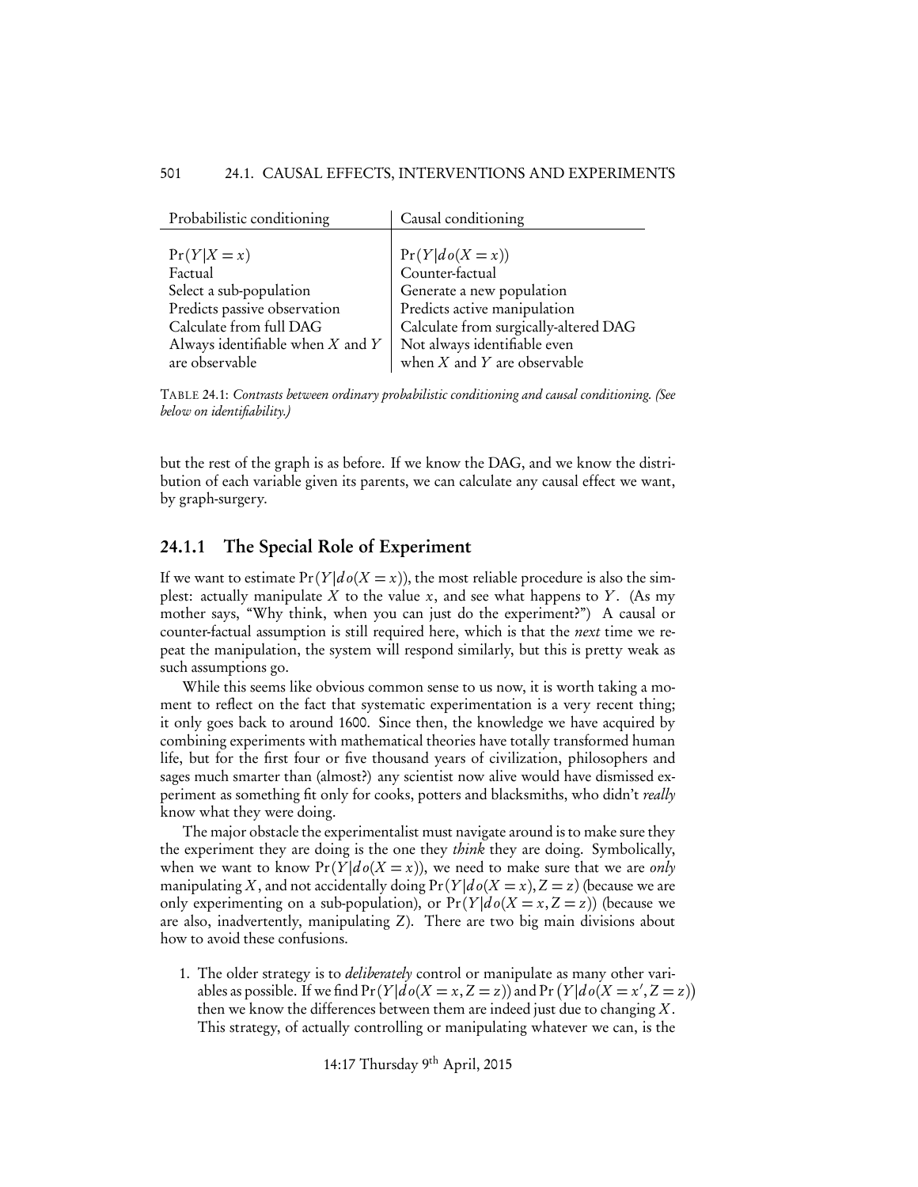| Probabilistic conditioning | Causal conditioning |
|---|---|
| $\Pr(Y\|X=x)$ | $\Pr(Y\|do(X=x))$ |
| Factual | Counter-factual |
| Select a sub-population | Generate a new population |
| Predicts passive observation | Predicts active manipulation |
| Calculate from full DAG | Calculate from surgically-altered DAG |
| Always identifiable when $X$ and $Y$ are observable | Not always identifiable even when $X$ and $Y$ are observable |

TABLE 24.1: *Contrasts between ordinary probabilistic conditioning and causal conditioning. (See below on identifiability.)*

but the rest of the graph is as before. If we know the DAG, and we know the distribution of each variable given its parents, we can calculate any causal effect we want, by graph-surgery.

### 24.1.1 The Special Role of Experiment

If we want to estimate $\Pr(Y|do(X=x))$, the most reliable procedure is also the simplest: actually manipulate $X$ to the value $x$, and see what happens to $Y$. (As my mother says, "Why think, when you can just do the experiment?") A causal or counter-factual assumption is still required here, which is that the *next* time we repeat the manipulation, the system will respond similarly, but this is pretty weak as such assumptions go.

While this seems like obvious common sense to us now, it is worth taking a moment to reflect on the fact that systematic experimentation is a very recent thing; it only goes back to around 1600. Since then, the knowledge we have acquired by combining experiments with mathematical theories have totally transformed human life, but for the first four or five thousand years of civilization, philosophers and sages much smarter than (almost?) any scientist now alive would have dismissed experiment as something fit only for cooks, potters and blacksmiths, who didn't *really* know what they were doing.

The major obstacle the experimentalist must navigate around is to make sure they the experiment they are doing is the one they *think* they are doing. Symbolically, when we want to know $\Pr(Y|do(X=x))$, we need to make sure that we are *only* manipulating $X$, and not accidentally doing $\Pr(Y|do(X=x), Z=z)$ (because we are only experimenting on a sub-population), or $\Pr(Y|do(X=x, Z=z))$ (because we are also, inadvertently, manipulating $Z$). There are two big main divisions about how to avoid these confusions.

1. The older strategy is to *deliberately* control or manipulate as many other variables as possible. If we find $\Pr(Y|do(X=x, Z=z))$ and $\Pr(Y|do(X=x', Z=z))$ then we know the differences between them are indeed just due to changing $X$. This strategy, of actually controlling or manipulating whatever we can, is the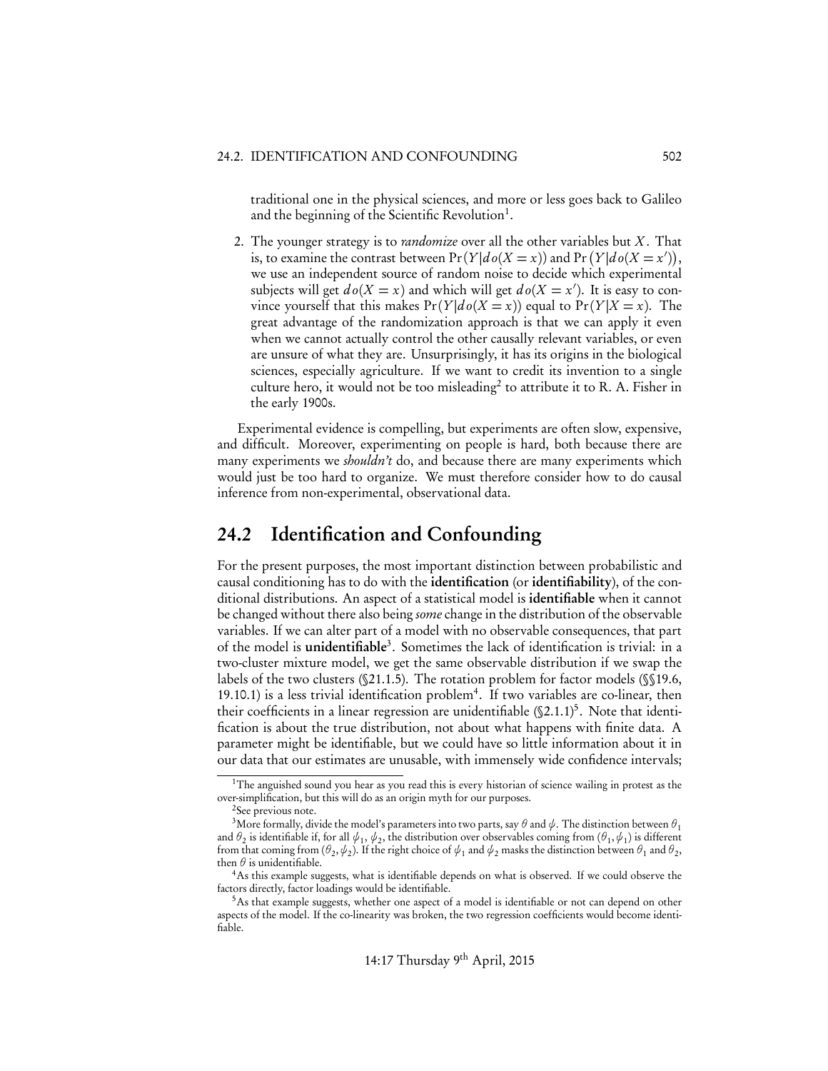traditional one in the physical sciences, and more or less goes back to Galileo and the beginning of the Scientific Revolution[1].

2. The younger strategy is to *randomize* over all the other variables but $X$. That is, to examine the contrast between $\Pr(Y|do(X=x))$ and $\Pr(Y|do(X=x'))$, we use an independent source of random noise to decide which experimental subjects will get $do(X=x)$ and which will get $do(X=x')$. It is easy to convince yourself that this makes $\Pr(Y|do(X=x))$ equal to $\Pr(Y|X=x)$. The great advantage of the randomization approach is that we can apply it even when we cannot actually control the other causally relevant variables, or even are unsure of what they are. Unsurprisingly, it has its origins in the biological sciences, especially agriculture. If we want to credit its invention to a single culture hero, it would not be too misleading[2] to attribute it to R. A. Fisher in the early 1900s.

Experimental evidence is compelling, but experiments are often slow, expensive, and difficult. Moreover, experimenting on people is hard, both because there are many experiments we *shouldn't* do, and because there are many experiments which would just be too hard to organize. We must therefore consider how to do causal inference from non-experimental, observational data.

## 24.2 Identification and Confounding

For the present purposes, the most important distinction between probabilistic and causal conditioning has to do with the **identification** (or **identifiability**), of the conditional distributions. An aspect of a statistical model is **identifiable** when it cannot be changed without there also being *some* change in the distribution of the observable variables. If we can alter part of a model with no observable consequences, that part of the model is **unidentifiable**[3]. Sometimes the lack of identification is trivial: in a two-cluster mixture model, we get the same observable distribution if we swap the labels of the two clusters (§21.1.5). The rotation problem for factor models (§§19.6, 19.10.1) is a less trivial identification problem[4]. If two variables are co-linear, then their coefficients in a linear regression are unidentifiable (§2.1.1)[5]. Note that identification is about the true distribution, not about what happens with finite data. A parameter might be identifiable, but we could have so little information about it in our data that our estimates are unusable, with immensely wide confidence intervals;

[1] The anguished sound you hear as you read this is every historian of science wailing in protest as the over-simplification, but this will do as an origin myth for our purposes.

[2] See previous note.

[3] More formally, divide the model's parameters into two parts, say $\theta$ and $\psi$. The distinction between $\theta_1$ and $\theta_2$ is identifiable if, for all $\psi_1$, $\psi_2$, the distribution over observables coming from $(\theta_1, \psi_1)$ is different from that coming from $(\theta_2, \psi_2)$. If the right choice of $\psi_1$ and $\psi_2$ masks the distinction between $\theta_1$ and $\theta_2$, then $\theta$ is unidentifiable.

[4] As this example suggests, what is identifiable depends on what is observed. If we could observe the factors directly, factor loadings would be identifiable.

[5] As that example suggests, whether one aspect of a model is identifiable or not can depend on other aspects of the model. If the co-linearity was broken, the two regression coefficients would become identifiable.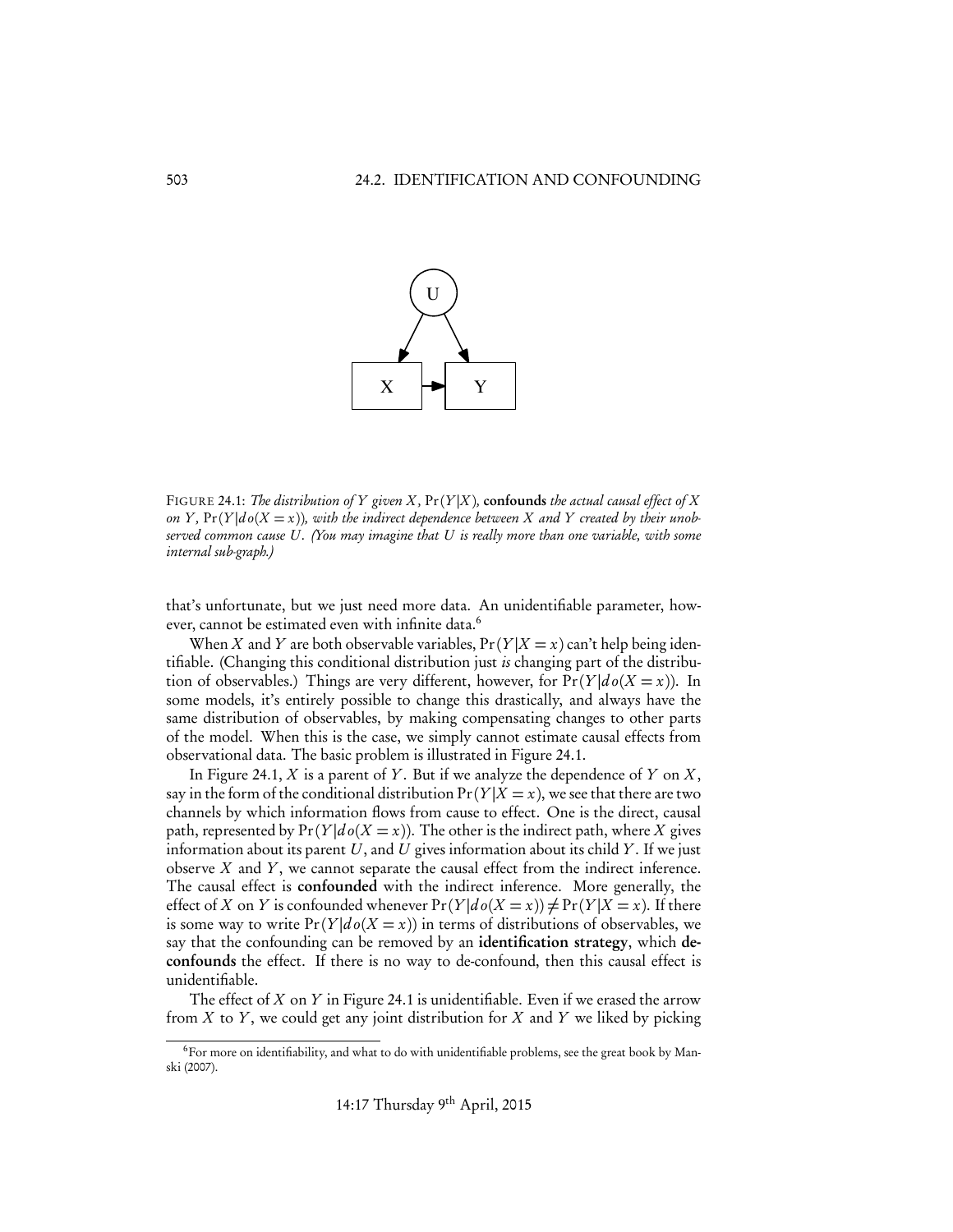FIGURE 24.1: *The distribution of $Y$ given $X$, $\Pr(Y|X)$,* **confounds** *the actual causal effect of $X$ on $Y$, $\Pr(Y|do(X=x))$, with the indirect dependence between $X$ and $Y$ created by their unobserved common cause $U$. (You may imagine that $U$ is really more than one variable, with some internal sub-graph.)*

that's unfortunate, but we just need more data. An unidentifiable parameter, however, cannot be estimated even with infinite data.[6]

When $X$ and $Y$ are both observable variables, $\Pr(Y|X=x)$ can't help being identifiable. (Changing this conditional distribution just *is* changing part of the distribution of observables.) Things are very different, however, for $\Pr(Y|do(X=x))$. In some models, it's entirely possible to change this drastically, and always have the same distribution of observables, by making compensating changes to other parts of the model. When this is the case, we simply cannot estimate causal effects from observational data. The basic problem is illustrated in Figure 24.1.

In Figure 24.1, $X$ is a parent of $Y$. But if we analyze the dependence of $Y$ on $X$, say in the form of the conditional distribution $\Pr(Y|X=x)$, we see that there are two channels by which information flows from cause to effect. One is the direct, causal path, represented by $\Pr(Y|do(X=x))$. The other is the indirect path, where $X$ gives information about its parent $U$, and $U$ gives information about its child $Y$. If we just observe $X$ and $Y$, we cannot separate the causal effect from the indirect inference. The causal effect is **confounded** with the indirect inference. More generally, the effect of $X$ on $Y$ is confounded whenever $\Pr(Y|do(X=x)) \neq \Pr(Y|X=x)$. If there is some way to write $\Pr(Y|do(X=x))$ in terms of distributions of observables, we say that the confounding can be removed by an **identification strategy**, which **de-confounds** the effect. If there is no way to de-confound, then this causal effect is unidentifiable.

The effect of $X$ on $Y$ in Figure 24.1 is unidentifiable. Even if we erased the arrow from $X$ to $Y$, we could get any joint distribution for $X$ and $Y$ we liked by picking

[6] For more on identifiability, and what to do with unidentifiable problems, see the great book by Manski (2007).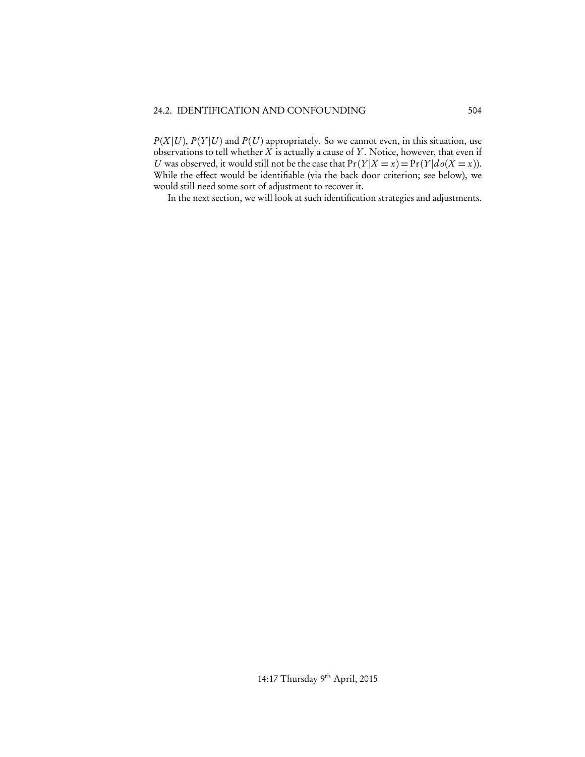$P(X|U)$, $P(Y|U)$ and $P(U)$ appropriately. So we cannot even, in this situation, use observations to tell whether $X$ is actually a cause of $Y$. Notice, however, that even if $U$ was observed, it would still not be the case that $\Pr(Y|X = x) = \Pr(Y|do(X = x))$. While the effect would be identifiable (via the back door criterion; see below), we would still need some sort of adjustment to recover it.

In the next section, we will look at such identification strategies and adjustments.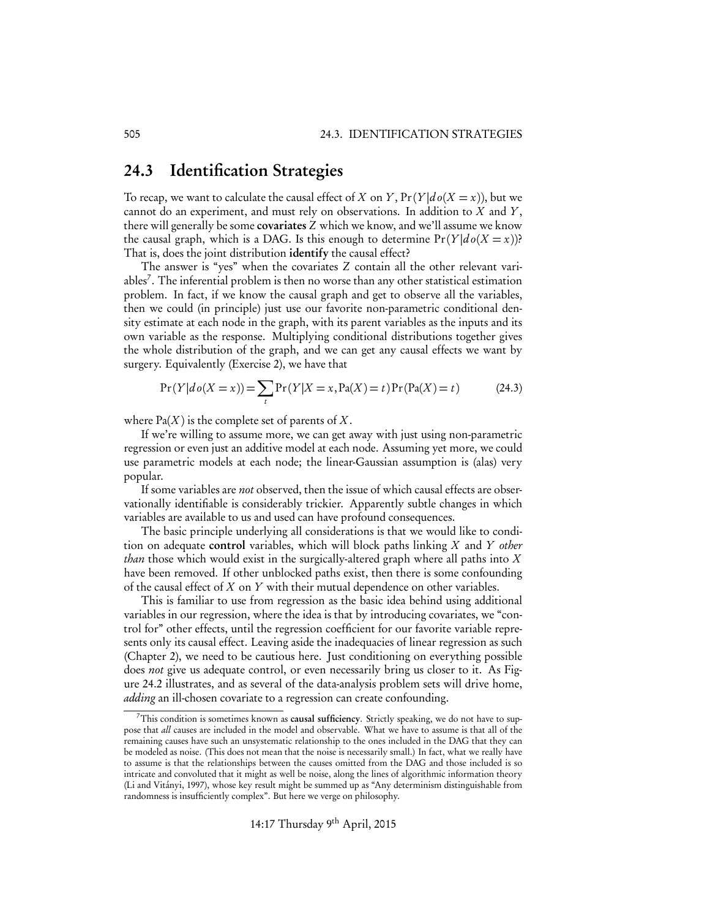## 24.3 Identification Strategies

To recap, we want to calculate the causal effect of $X$ on $Y$, $\Pr(Y|do(X = x))$, but we cannot do an experiment, and must rely on observations. In addition to $X$ and $Y$, there will generally be some **covariates** $Z$ which we know, and we'll assume we know the causal graph, which is a DAG. Is this enough to determine $\Pr(Y|do(X = x))$? That is, does the joint distribution **identify** the causal effect?

The answer is "yes" when the covariates $Z$ contain all the other relevant variables[7]. The inferential problem is then no worse than any other statistical estimation problem. In fact, if we know the causal graph and get to observe all the variables, then we could (in principle) just use our favorite non-parametric conditional density estimate at each node in the graph, with its parent variables as the inputs and its own variable as the response. Multiplying conditional distributions together gives the whole distribution of the graph, and we can get any causal effects we want by surgery. Equivalently (Exercise 2), we have that

$$\Pr(Y|do(X = x)) = \sum_t \Pr(Y|X = x, \text{Pa}(X) = t)\Pr(\text{Pa}(X) = t) \tag{24.3}$$

where $\text{Pa}(X)$ is the complete set of parents of $X$.

If we're willing to assume more, we can get away with just using non-parametric regression or even just an additive model at each node. Assuming yet more, we could use parametric models at each node; the linear-Gaussian assumption is (alas) very popular.

If some variables are *not* observed, then the issue of which causal effects are observationally identifiable is considerably trickier. Apparently subtle changes in which variables are available to us and used can have profound consequences.

The basic principle underlying all considerations is that we would like to condition on adequate **control** variables, which will block paths linking $X$ and $Y$ *other than* those which would exist in the surgically-altered graph where all paths into $X$ have been removed. If other unblocked paths exist, then there is some confounding of the causal effect of $X$ on $Y$ with their mutual dependence on other variables.

This is familiar to use from regression as the basic idea behind using additional variables in our regression, where the idea is that by introducing covariates, we "control for" other effects, until the regression coefficient for our favorite variable represents only its causal effect. Leaving aside the inadequacies of linear regression as such (Chapter 2), we need to be cautious here. Just conditioning on everything possible does *not* give us adequate control, or even necessarily bring us closer to it. As Figure 24.2 illustrates, and as several of the data-analysis problem sets will drive home, *adding* an ill-chosen covariate to a regression can create confounding.

[7]This condition is sometimes known as **causal sufficiency**. Strictly speaking, we do not have to suppose that *all* causes are included in the model and observable. What we have to assume is that all of the remaining causes have such an unsystematic relationship to the ones included in the DAG that they can be modeled as noise. (This does not mean that the noise is necessarily small.) In fact, what we really have to assume is that the relationships between the causes omitted from the DAG and those included is so intricate and convoluted that it might as well be noise, along the lines of algorithmic information theory (Li and Vitányi, 1997), whose key result might be summed up as "Any determinism distinguishable from randomness is insufficiently complex". But here we verge on philosophy.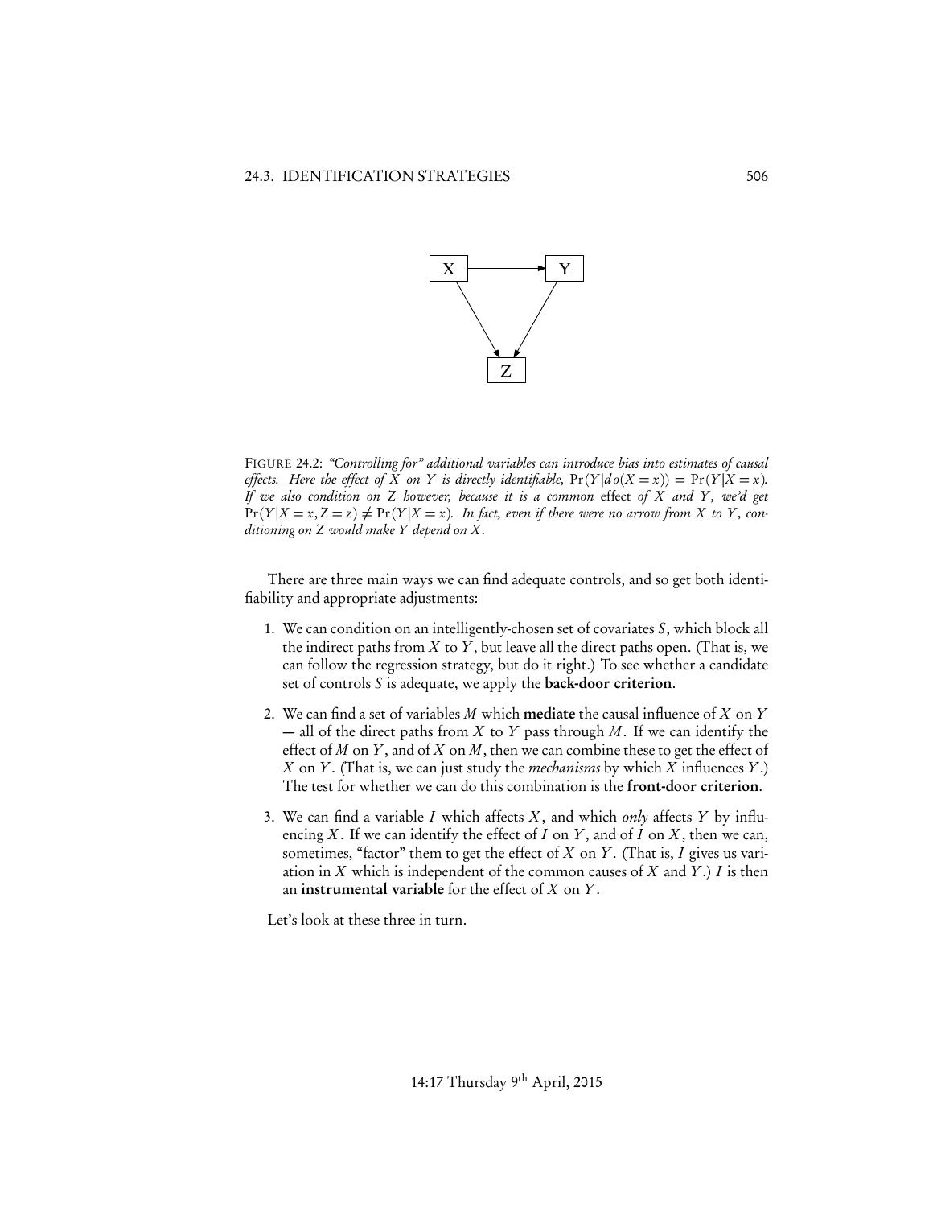X
Y
Z

FIGURE 24.2: *"Controlling for" additional variables can introduce bias into estimates of causal effects. Here the effect of $X$ on $Y$ is directly identifiable,* $\Pr(Y|do(X = x)) = \Pr(Y|X = x)$*. If we also condition on $Z$ however, because it is a common* effect *of $X$ and $Y$, we'd get* $\Pr(Y|X = x, Z = z) \neq \Pr(Y|X = x)$*. In fact, even if there were no arrow from $X$ to $Y$, conditioning on $Z$ would make $Y$ depend on $X$.*

There are three main ways we can find adequate controls, and so get both identifiability and appropriate adjustments:

1. We can condition on an intelligently-chosen set of covariates $S$, which block all the indirect paths from $X$ to $Y$, but leave all the direct paths open. (That is, we can follow the regression strategy, but do it right.) To see whether a candidate set of controls $S$ is adequate, we apply the **back-door criterion**.
2. We can find a set of variables $M$ which **mediate** the causal influence of $X$ on $Y$ — all of the direct paths from $X$ to $Y$ pass through $M$. If we can identify the effect of $M$ on $Y$, and of $X$ on $M$, then we can combine these to get the effect of $X$ on $Y$. (That is, we can just study the *mechanisms* by which $X$ influences $Y$.) The test for whether we can do this combination is the **front-door criterion**.
3. We can find a variable $I$ which affects $X$, and which *only* affects $Y$ by influencing $X$. If we can identify the effect of $I$ on $Y$, and of $I$ on $X$, then we can, sometimes, "factor" them to get the effect of $X$ on $Y$. (That is, $I$ gives us variation in $X$ which is independent of the common causes of $X$ and $Y$.) $I$ is then an **instrumental variable** for the effect of $X$ on $Y$.

Let's look at these three in turn.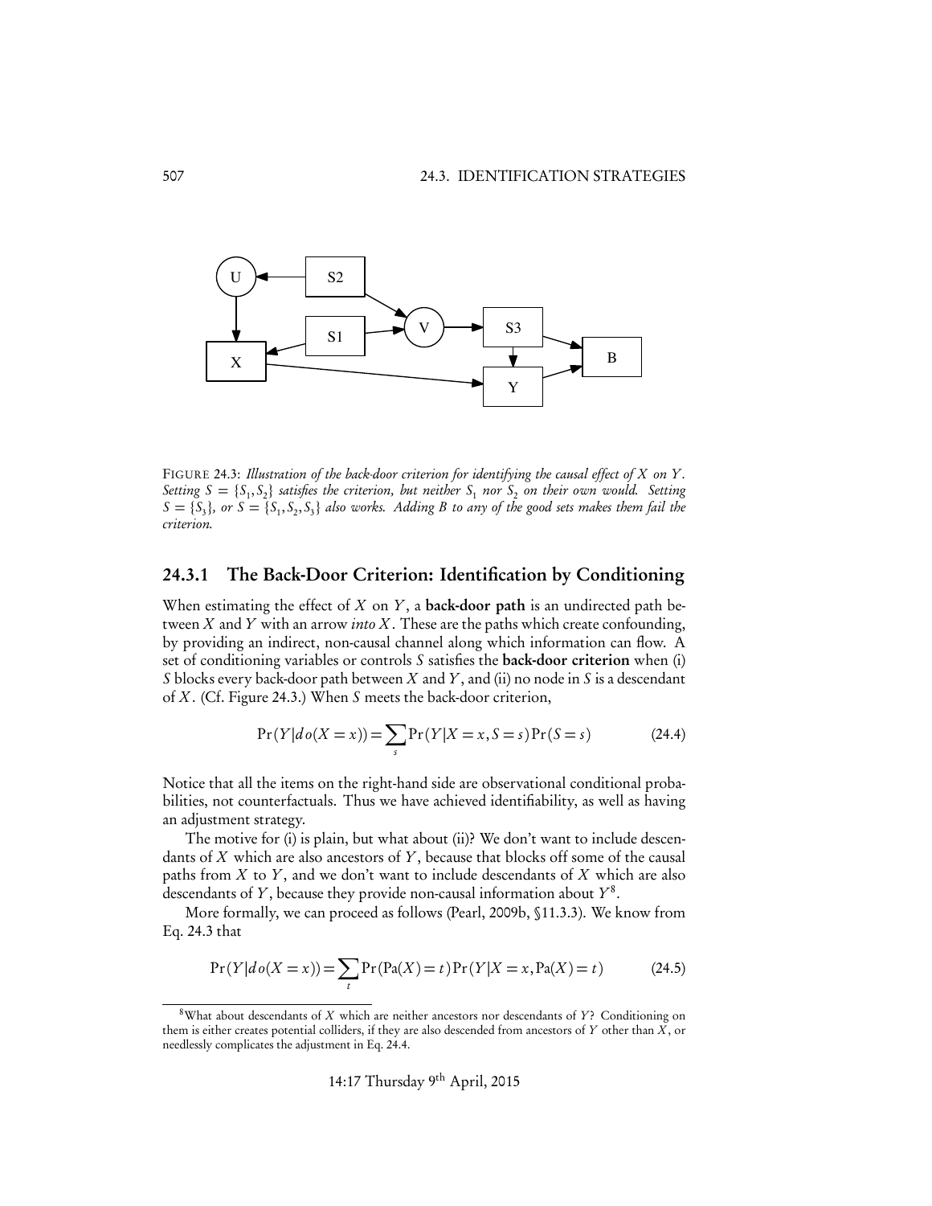FIGURE 24.3: *Illustration of the back-door criterion for identifying the causal effect of $X$ on $Y$. Setting $S = \{S_1, S_2\}$ satisfies the criterion, but neither $S_1$ nor $S_2$ on their own would. Setting $S = \{S_3\}$, or $S = \{S_1, S_2, S_3\}$ also works. Adding $B$ to any of the good sets makes them fail the criterion.*

### 24.3.1 The Back-Door Criterion: Identification by Conditioning

When estimating the effect of $X$ on $Y$, a **back-door path** is an undirected path between $X$ and $Y$ with an arrow *into* $X$. These are the paths which create confounding, by providing an indirect, non-causal channel along which information can flow. A set of conditioning variables or controls $S$ satisfies the **back-door criterion** when (i) $S$ blocks every back-door path between $X$ and $Y$, and (ii) no node in $S$ is a descendant of $X$. (Cf. Figure 24.3.) When $S$ meets the back-door criterion,

$$\Pr(Y|do(X = x)) = \sum_{s} \Pr(Y|X = x, S = s)\Pr(S = s) \tag{24.4}$$

Notice that all the items on the right-hand side are observational conditional probabilities, not counterfactuals. Thus we have achieved identifiability, as well as having an adjustment strategy.

The motive for (i) is plain, but what about (ii)? We don't want to include descendants of $X$ which are also ancestors of $Y$, because that blocks off some of the causal paths from $X$ to $Y$, and we don't want to include descendants of $X$ which are also descendants of $Y$, because they provide non-causal information about $Y$[8].

More formally, we can proceed as follows (Pearl, 2009b, §11.3.3). We know from Eq. 24.3 that

$$\Pr(Y|do(X = x)) = \sum_{t} \Pr(\text{Pa}(X) = t)\Pr(Y|X = x, \text{Pa}(X) = t) \tag{24.5}$$

[8] What about descendants of $X$ which are neither ancestors nor descendants of $Y$? Conditioning on them is either creates potential colliders, if they are also descended from ancestors of $Y$ other than $X$, or needlessly complicates the adjustment in Eq. 24.4.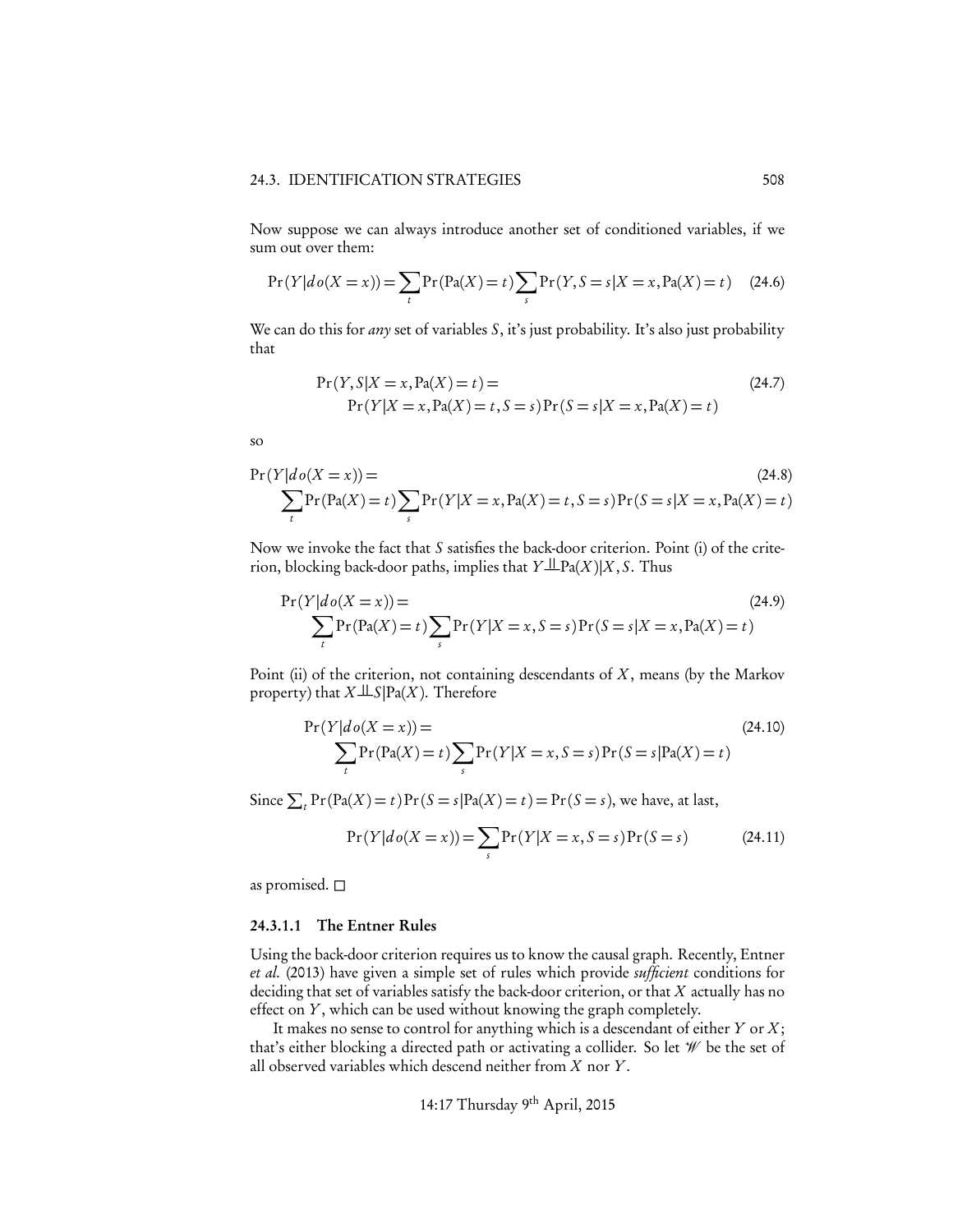Now suppose we can always introduce another set of conditioned variables, if we sum out over them:

$$\Pr(Y|do(X=x)) = \sum_t \Pr(\text{Pa}(X)=t) \sum_s \Pr(Y, S=s|X=x, \text{Pa}(X)=t) \quad (24.6)$$

We can do this for *any* set of variables $S$, it's just probability. It's also just probability that

$$\begin{aligned} &\Pr(Y, S|X=x, \text{Pa}(X)=t) = \\ &\quad \Pr(Y|X=x, \text{Pa}(X)=t, S=s)\Pr(S=s|X=x, \text{Pa}(X)=t) \end{aligned} \quad (24.7)$$

so

$$\begin{aligned} &\Pr(Y|do(X=x)) = \\ &\quad \sum_t \Pr(\text{Pa}(X)=t) \sum_s \Pr(Y|X=x, \text{Pa}(X)=t, S=s)\Pr(S=s|X=x, \text{Pa}(X)=t) \end{aligned} \quad (24.8)$$

Now we invoke the fact that $S$ satisfies the back-door criterion. Point (i) of the criterion, blocking back-door paths, implies that $Y \perp\!\!\!\perp \text{Pa}(X)|X, S$. Thus

$$\begin{aligned} &\Pr(Y|do(X=x)) = \\ &\quad \sum_t \Pr(\text{Pa}(X)=t) \sum_s \Pr(Y|X=x, S=s)\Pr(S=s|X=x, \text{Pa}(X)=t) \end{aligned} \quad (24.9)$$

Point (ii) of the criterion, not containing descendants of $X$, means (by the Markov property) that $X \perp\!\!\!\perp S|\text{Pa}(X)$. Therefore

$$\begin{aligned} &\Pr(Y|do(X=x)) = \\ &\quad \sum_t \Pr(\text{Pa}(X)=t) \sum_s \Pr(Y|X=x, S=s)\Pr(S=s|\text{Pa}(X)=t) \end{aligned} \quad (24.10)$$

Since $\sum_t \Pr(\text{Pa}(X)=t)\Pr(S=s|\text{Pa}(X)=t) = \Pr(S=s)$, we have, at last,

$$\Pr(Y|do(X=x)) = \sum_s \Pr(Y|X=x, S=s)\Pr(S=s) \quad (24.11)$$

as promised. □

#### 24.3.1.1 The Entner Rules

Using the back-door criterion requires us to know the causal graph. Recently, Entner *et al.* (2013) have given a simple set of rules which provide *sufficient* conditions for deciding that set of variables satisfy the back-door criterion, or that $X$ actually has no effect on $Y$, which can be used without knowing the graph completely.

It makes no sense to control for anything which is a descendant of either $Y$ or $X$; that's either blocking a directed path or activating a collider. So let $\mathcal{W}$ be the set of all observed variables which descend neither from $X$ nor $Y$.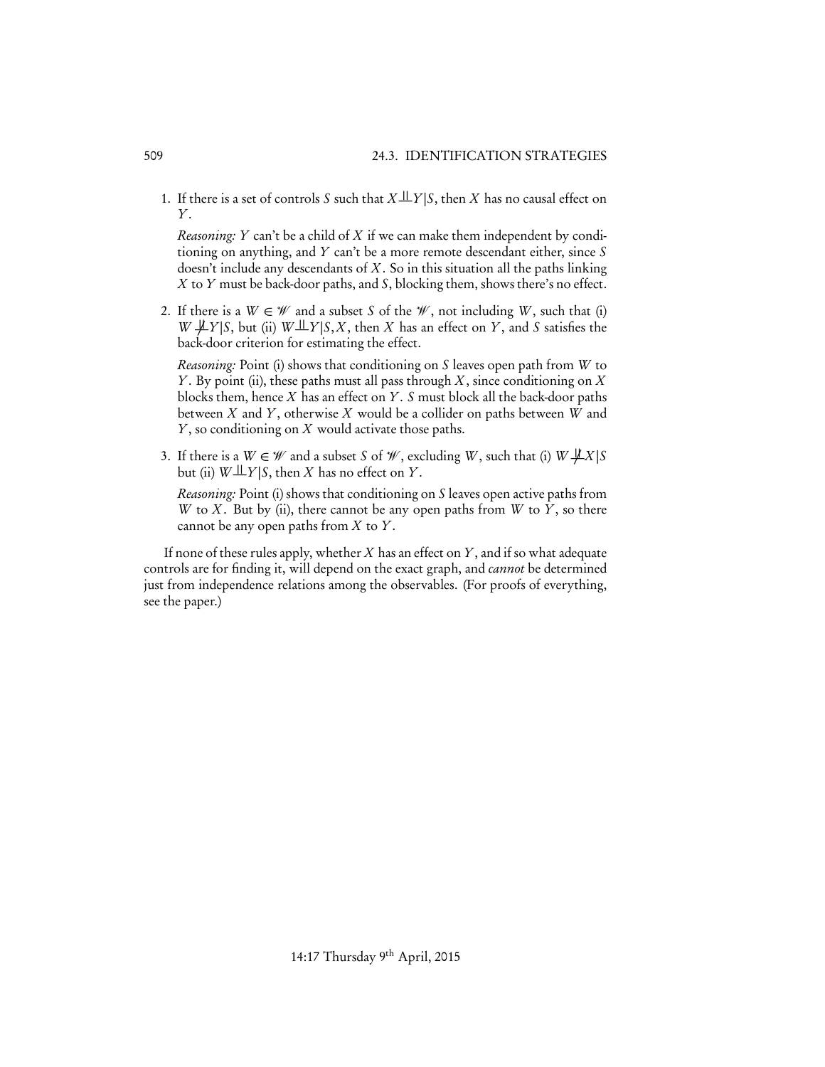1. If there is a set of controls $S$ such that $X \perp\!\!\!\perp Y | S$, then $X$ has no causal effect on $Y$.

   *Reasoning:* $Y$ can't be a child of $X$ if we can make them independent by conditioning on anything, and $Y$ can't be a more remote descendant either, since $S$ doesn't include any descendants of $X$. So in this situation all the paths linking $X$ to $Y$ must be back-door paths, and $S$, blocking them, shows there's no effect.

2. If there is a $W \in \mathcal{W}$ and a subset $S$ of the $\mathcal{W}$, not including $W$, such that (i) $W \not\perp\!\!\!\perp Y | S$, but (ii) $W \perp\!\!\!\perp Y | S, X$, then $X$ has an effect on $Y$, and $S$ satisfies the back-door criterion for estimating the effect.

   *Reasoning:* Point (i) shows that conditioning on $S$ leaves open path from $W$ to $Y$. By point (ii), these paths must all pass through $X$, since conditioning on $X$ blocks them, hence $X$ has an effect on $Y$. $S$ must block all the back-door paths between $X$ and $Y$, otherwise $X$ would be a collider on paths between $W$ and $Y$, so conditioning on $X$ would activate those paths.

3. If there is a $W \in \mathcal{W}$ and a subset $S$ of $\mathcal{W}$, excluding $W$, such that (i) $W \not\perp\!\!\!\perp X | S$ but (ii) $W \perp\!\!\!\perp Y | S$, then $X$ has no effect on $Y$.

   *Reasoning:* Point (i) shows that conditioning on $S$ leaves open active paths from $W$ to $X$. But by (ii), there cannot be any open paths from $W$ to $Y$, so there cannot be any open paths from $X$ to $Y$.

If none of these rules apply, whether $X$ has an effect on $Y$, and if so what adequate controls are for finding it, will depend on the exact graph, and *cannot* be determined just from independence relations among the observables. (For proofs of everything, see the paper.)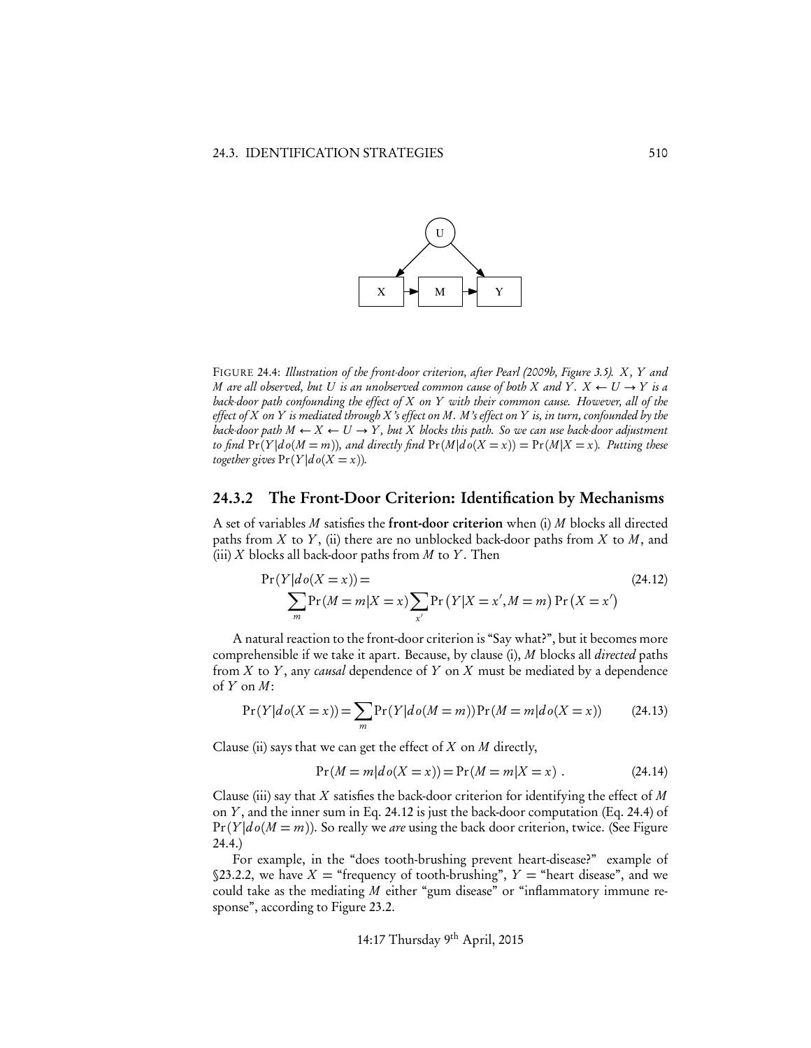FIGURE 24.4: *Illustration of the front-door criterion, after Pearl (2009b, Figure 3.5). $X$, $Y$ and $M$ are all observed, but $U$ is an unobserved common cause of both $X$ and $Y$. $X \leftarrow U \rightarrow Y$ is a back-door path confounding the effect of $X$ on $Y$ with their common cause. However, all of the effect of $X$ on $Y$ is mediated through $X$'s effect on $M$. $M$'s effect on $Y$ is, in turn, confounded by the back-door path $M \leftarrow X \leftarrow U \rightarrow Y$, but $X$ blocks this path. So we can use back-door adjustment to find $\Pr(Y|do(M = m))$, and directly find $\Pr(M|do(X = x)) = \Pr(M|X = x)$. Putting these together gives $\Pr(Y|do(X = x))$.*

### 24.3.2 The Front-Door Criterion: Identification by Mechanisms

A set of variables $M$ satisfies the **front-door criterion** when (i) $M$ blocks all directed paths from $X$ to $Y$, (ii) there are no unblocked back-door paths from $X$ to $M$, and (iii) $X$ blocks all back-door paths from $M$ to $Y$. Then

$$\Pr(Y|do(X = x)) = \sum_{m} \Pr(M = m|X = x) \sum_{x'} \Pr\left(Y|X = x', M = m\right) \Pr\left(X = x'\right) \tag{24.12}$$

A natural reaction to the front-door criterion is "Say what?", but it becomes more comprehensible if we take it apart. Because, by clause (i), $M$ blocks all *directed* paths from $X$ to $Y$, any *causal* dependence of $Y$ on $X$ must be mediated by a dependence of $Y$ on $M$:

$$\Pr(Y|do(X = x)) = \sum_{m} \Pr(Y|do(M = m)) \Pr(M = m|do(X = x)) \tag{24.13}$$

Clause (ii) says that we can get the effect of $X$ on $M$ directly,

$$\Pr(M = m|do(X = x)) = \Pr(M = m|X = x) \; . \tag{24.14}$$

Clause (iii) say that $X$ satisfies the back-door criterion for identifying the effect of $M$ on $Y$, and the inner sum in Eq. 24.12 is just the back-door computation (Eq. 24.4) of $\Pr(Y|do(M = m))$. So really we *are* using the back door criterion, twice. (See Figure 24.4.)

For example, in the "does tooth-brushing prevent heart-disease?" example of §23.2.2, we have $X$ = "frequency of tooth-brushing", $Y$ = "heart disease", and we could take as the mediating $M$ either "gum disease" or "inflammatory immune response", according to Figure 23.2.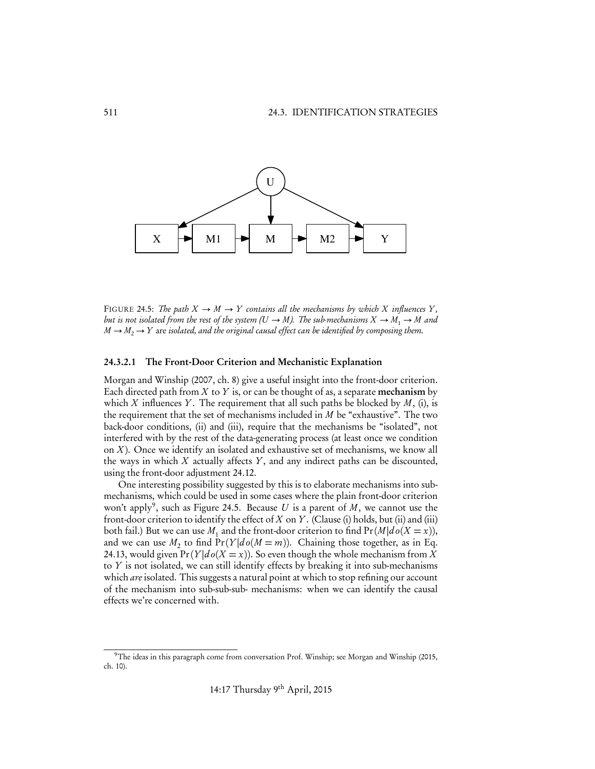FIGURE 24.5: *The path $X \to M \to Y$ contains all the mechanisms by which $X$ influences $Y$, but is not isolated from the rest of the system ($U \to M$). The sub-mechanisms $X \to M_1 \to M$ and $M \to M_2 \to Y$ are isolated, and the original causal effect can be identified by composing them.*

#### 24.3.2.1 The Front-Door Criterion and Mechanistic Explanation

Morgan and Winship (2007, ch. 8) give a useful insight into the front-door criterion. Each directed path from $X$ to $Y$ is, or can be thought of as, a separate **mechanism** by which $X$ influences $Y$. The requirement that all such paths be blocked by $M$, (i), is the requirement that the set of mechanisms included in $M$ be "exhaustive". The two back-door conditions, (ii) and (iii), require that the mechanisms be "isolated", not interfered with by the rest of the data-generating process (at least once we condition on $X$). Once we identify an isolated and exhaustive set of mechanisms, we know all the ways in which $X$ actually affects $Y$, and any indirect paths can be discounted, using the front-door adjustment 24.12.

One interesting possibility suggested by this is to elaborate mechanisms into sub-mechanisms, which could be used in some cases where the plain front-door criterion won't apply[9], such as Figure 24.5. Because $U$ is a parent of $M$, we cannot use the front-door criterion to identify the effect of $X$ on $Y$. (Clause (i) holds, but (ii) and (iii) both fail.) But we can use $M_1$ and the front-door criterion to find $\Pr(M|do(X=x))$, and we can use $M_2$ to find $\Pr(Y|do(M=m))$. Chaining those together, as in Eq. 24.13, would given $\Pr(Y|do(X=x))$. So even though the whole mechanism from $X$ to $Y$ is not isolated, we can still identify effects by breaking it into sub-mechanisms which *are* isolated. This suggests a natural point at which to stop refining our account of the mechanism into sub-sub-sub- mechanisms: when we can identify the causal effects we're concerned with.

[9] The ideas in this paragraph come from conversation Prof. Winship; see Morgan and Winship (2015, ch. 10).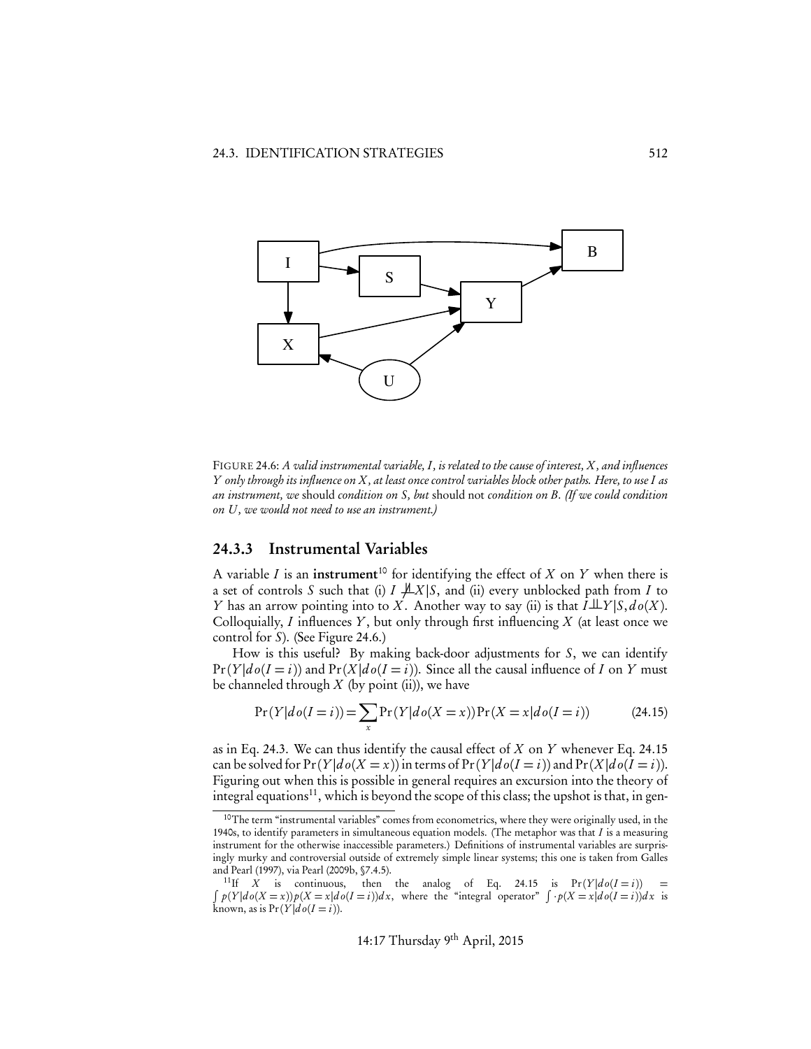FIGURE 24.6: *A valid instrumental variable, I, is related to the cause of interest, X, and influences Y only through its influence on X, at least once control variables block other paths. Here, to use I as an instrument, we* should *condition on S, but* should not *condition on B. (If we could condition on U, we would not need to use an instrument.)*

### 24.3.3 Instrumental Variables

A variable $I$ is an **instrument**[10] for identifying the effect of $X$ on $Y$ when there is a set of controls $S$ such that (i) $I \not\perp\!\!\!\perp X|S$, and (ii) every unblocked path from $I$ to $Y$ has an arrow pointing into to $X$. Another way to say (ii) is that $I \perp\!\!\!\perp Y|S, do(X)$. Colloquially, $I$ influences $Y$, but only through first influencing $X$ (at least once we control for $S$). (See Figure 24.6.)

How is this useful? By making back-door adjustments for $S$, we can identify $\Pr(Y|do(I=i))$ and $\Pr(X|do(I=i))$. Since all the causal influence of $I$ on $Y$ must be channeled through $X$ (by point (ii)), we have

$$\Pr(Y|do(I=i)) = \sum_x \Pr(Y|do(X=x))\Pr(X=x|do(I=i)) \tag{24.15}$$

as in Eq. 24.3. We can thus identify the causal effect of $X$ on $Y$ whenever Eq. 24.15 can be solved for $\Pr(Y|do(X=x))$ in terms of $\Pr(Y|do(I=i))$ and $\Pr(X|do(I=i))$. Figuring out when this is possible in general requires an excursion into the theory of integral equations[11], which is beyond the scope of this class; the upshot is that, in gen-

---

[10] The term "instrumental variables" comes from econometrics, where they were originally used, in the 1940s, to identify parameters in simultaneous equation models. (The metaphor was that $I$ is a measuring instrument for the otherwise inaccessible parameters.) Definitions of instrumental variables are surprisingly murky and controversial outside of extremely simple linear systems; this one is taken from Galles and Pearl (1997), via Pearl (2009b, §7.4.5).

[11] If $X$ is continuous, then the analog of Eq. 24.15 is $\Pr(Y|do(I=i)) = \int p(Y|do(X=x))p(X=x|do(I=i))dx$, where the "integral operator" $\int \cdot p(X=x|do(I=i))dx$ is known, as is $\Pr(Y|do(I=i))$.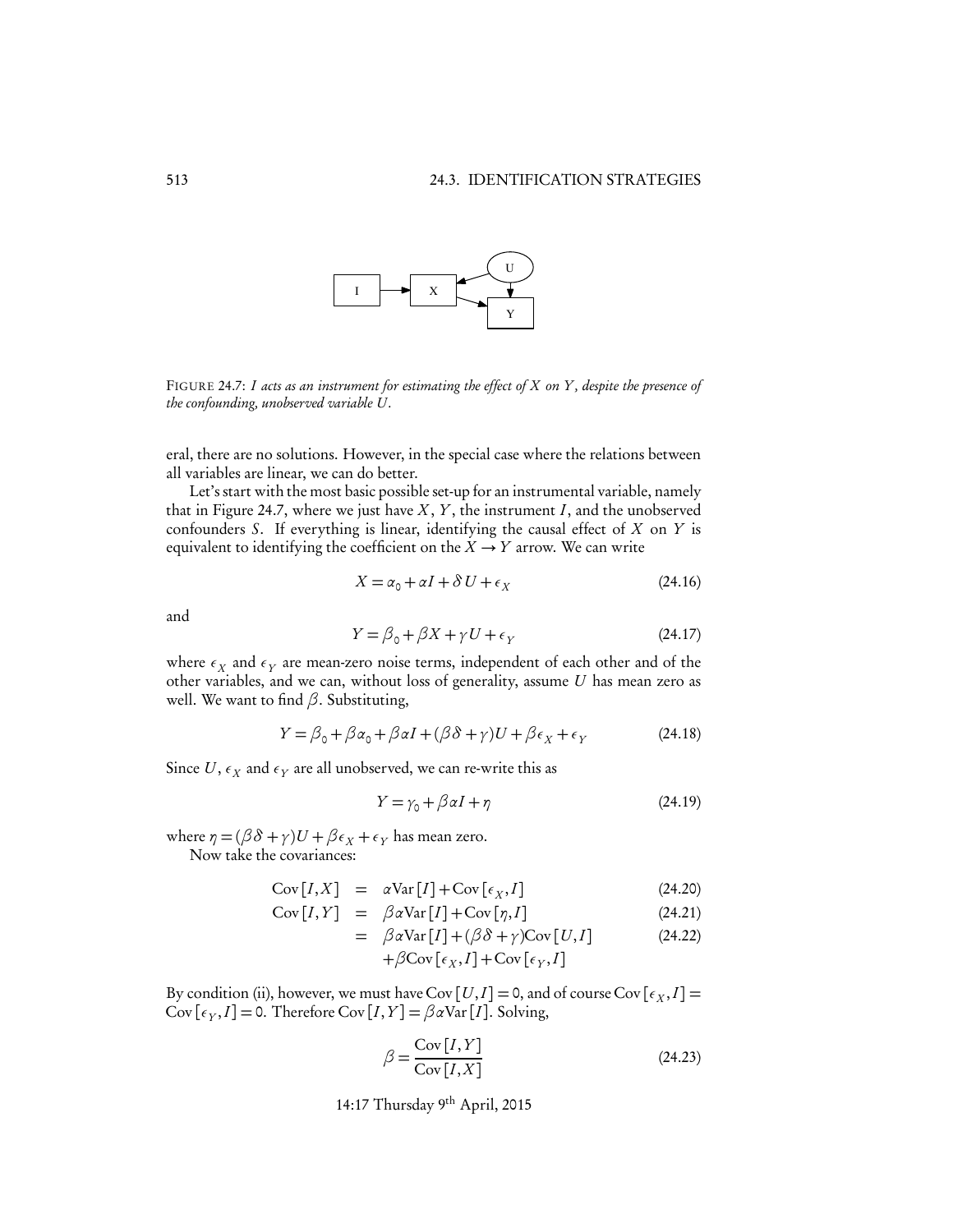FIGURE 24.7: *I acts as an instrument for estimating the effect of X on Y, despite the presence of the confounding, unobserved variable U.*

eral, there are no solutions. However, in the special case where the relations between all variables are linear, we can do better.

Let's start with the most basic possible set-up for an instrumental variable, namely that in Figure 24.7, where we just have $X$, $Y$, the instrument $I$, and the unobserved confounders $S$. If everything is linear, identifying the causal effect of $X$ on $Y$ is equivalent to identifying the coefficient on the $X \to Y$ arrow. We can write

$$X = \alpha_0 + \alpha I + \delta U + \epsilon_X \tag{24.16}$$

and

$$Y = \beta_0 + \beta X + \gamma U + \epsilon_Y \tag{24.17}$$

where $\epsilon_X$ and $\epsilon_Y$ are mean-zero noise terms, independent of each other and of the other variables, and we can, without loss of generality, assume $U$ has mean zero as well. We want to find $\beta$. Substituting,

$$Y = \beta_0 + \beta\alpha_0 + \beta\alpha I + (\beta\delta + \gamma)U + \beta\epsilon_X + \epsilon_Y \tag{24.18}$$

Since $U$, $\epsilon_X$ and $\epsilon_Y$ are all unobserved, we can re-write this as

$$Y = \gamma_0 + \beta\alpha I + \eta \tag{24.19}$$

where $\eta = (\beta\delta + \gamma)U + \beta\epsilon_X + \epsilon_Y$ has mean zero.

Now take the covariances:

$$\begin{aligned}
\text{Cov}[I, X] &= \alpha \text{Var}[I] + \text{Cov}[\epsilon_X, I] & (24.20)\\
\text{Cov}[I, Y] &= \beta\alpha \text{Var}[I] + \text{Cov}[\eta, I] & (24.21)\\
&= \beta\alpha \text{Var}[I] + (\beta\delta + \gamma)\text{Cov}[U, I] & (24.22)\\
&\quad + \beta \text{Cov}[\epsilon_X, I] + \text{Cov}[\epsilon_Y, I] &
\end{aligned}$$

By condition (ii), however, we must have $\text{Cov}[U, I] = 0$, and of course $\text{Cov}[\epsilon_X, I] = \text{Cov}[\epsilon_Y, I] = 0$. Therefore $\text{Cov}[I, Y] = \beta\alpha \text{Var}[I]$. Solving,

$$\beta = \frac{\text{Cov}[I, Y]}{\text{Cov}[I, X]} \tag{24.23}$$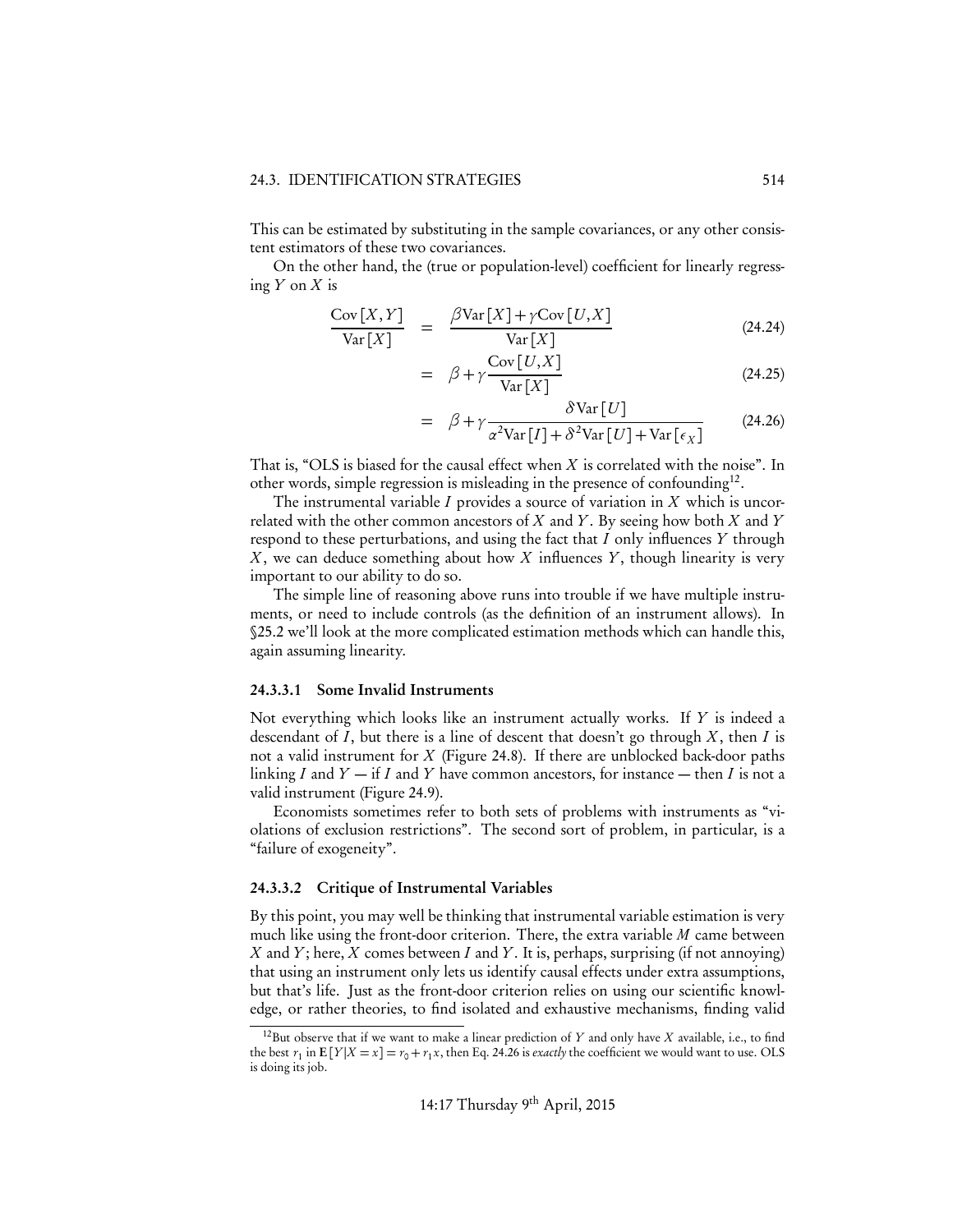This can be estimated by substituting in the sample covariances, or any other consistent estimators of these two covariances.

On the other hand, the (true or population-level) coefficient for linearly regressing $Y$ on $X$ is

$$
\begin{aligned}
\frac{\mathrm{Cov}[X,Y]}{\mathrm{Var}[X]} &= \frac{\beta \mathrm{Var}[X] + \gamma \mathrm{Cov}[U,X]}{\mathrm{Var}[X]} && (24.24) \\
&= \beta + \gamma \frac{\mathrm{Cov}[U,X]}{\mathrm{Var}[X]} && (24.25) \\
&= \beta + \gamma \frac{\delta \mathrm{Var}[U]}{\alpha^2 \mathrm{Var}[I] + \delta^2 \mathrm{Var}[U] + \mathrm{Var}[\epsilon_X]} && (24.26)
\end{aligned}
$$

That is, "OLS is biased for the causal effect when $X$ is correlated with the noise". In other words, simple regression is misleading in the presence of confounding[12].

The instrumental variable $I$ provides a source of variation in $X$ which is uncorrelated with the other common ancestors of $X$ and $Y$. By seeing how both $X$ and $Y$ respond to these perturbations, and using the fact that $I$ only influences $Y$ through $X$, we can deduce something about how $X$ influences $Y$, though linearity is very important to our ability to do so.

The simple line of reasoning above runs into trouble if we have multiple instruments, or need to include controls (as the definition of an instrument allows). In §25.2 we'll look at the more complicated estimation methods which can handle this, again assuming linearity.

#### 24.3.3.1 Some Invalid Instruments

Not everything which looks like an instrument actually works. If $Y$ is indeed a descendant of $I$, but there is a line of descent that doesn't go through $X$, then $I$ is not a valid instrument for $X$ (Figure 24.8). If there are unblocked back-door paths linking $I$ and $Y$ — if $I$ and $Y$ have common ancestors, for instance — then $I$ is not a valid instrument (Figure 24.9).

Economists sometimes refer to both sets of problems with instruments as "violations of exclusion restrictions". The second sort of problem, in particular, is a "failure of exogeneity".

#### 24.3.3.2 Critique of Instrumental Variables

By this point, you may well be thinking that instrumental variable estimation is very much like using the front-door criterion. There, the extra variable $M$ came between $X$ and $Y$; here, $X$ comes between $I$ and $Y$. It is, perhaps, surprising (if not annoying) that using an instrument only lets us identify causal effects under extra assumptions, but that's life. Just as the front-door criterion relies on using our scientific knowledge, or rather theories, to find isolated and exhaustive mechanisms, finding valid

---

[12] But observe that if we want to make a linear prediction of $Y$ and only have $X$ available, i.e., to find the best $r_1$ in $\mathbf{E}[Y|X=x] = r_0 + r_1 x$, then Eq. 24.26 is *exactly* the coefficient we would want to use. OLS is doing its job.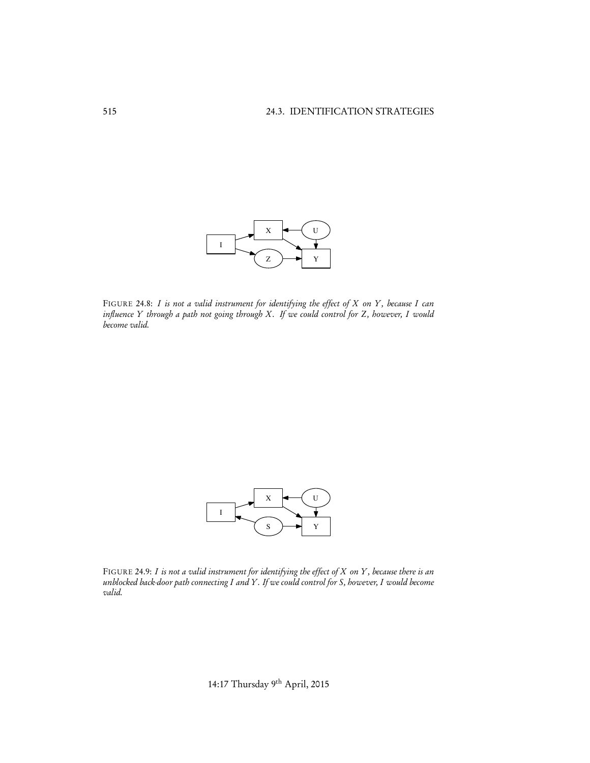FIGURE 24.8: *$I$ is not a valid instrument for identifying the effect of $X$ on $Y$, because $I$ can influence $Y$ through a path not going through $X$. If we could control for $Z$, however, $I$ would become valid.*

FIGURE 24.9: *$I$ is not a valid instrument for identifying the effect of $X$ on $Y$, because there is an unblocked back-door path connecting $I$ and $Y$. If we could control for $S$, however, $I$ would become valid.*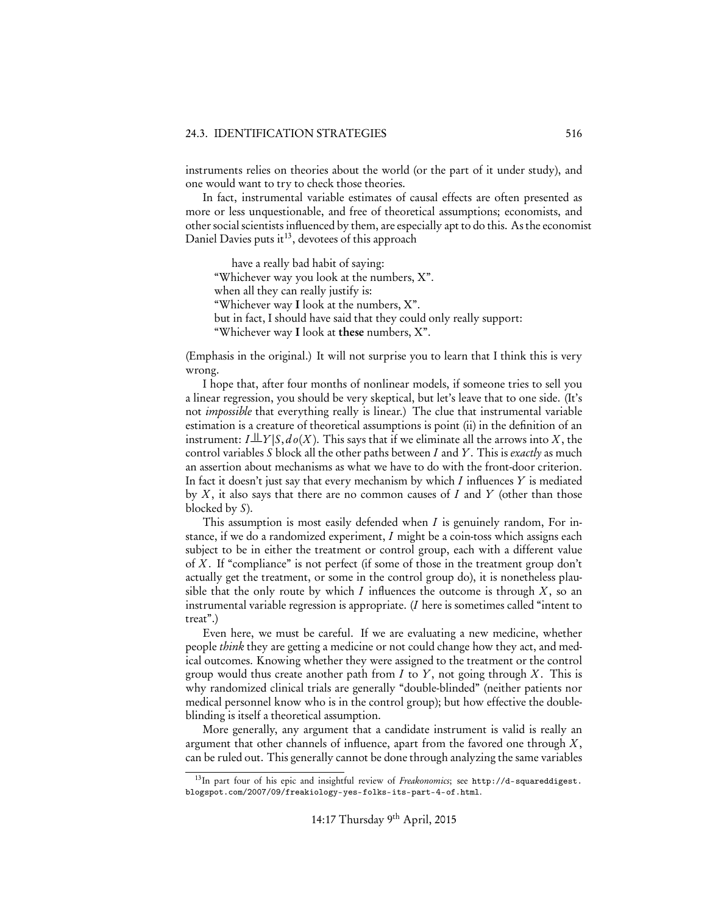instruments relies on theories about the world (or the part of it under study), and one would want to try to check those theories.

In fact, instrumental variable estimates of causal effects are often presented as more or less unquestionable, and free of theoretical assumptions; economists, and other social scientists influenced by them, are especially apt to do this. As the economist Daniel Davies puts it[13], devotees of this approach

> have a really bad habit of saying:
> "Whichever way you look at the numbers, X".
> when all they can really justify is:
> "Whichever way **I** look at the numbers, X".
> but in fact, I should have said that they could only really support:
> "Whichever way **I** look at **these** numbers, X".

(Emphasis in the original.) It will not surprise you to learn that I think this is very wrong.

I hope that, after four months of nonlinear models, if someone tries to sell you a linear regression, you should be very skeptical, but let's leave that to one side. (It's not *impossible* that everything really is linear.) The clue that instrumental variable estimation is a creature of theoretical assumptions is point (ii) in the definition of an instrument: $I \perp\!\!\!\perp Y | S, do(X)$. This says that if we eliminate all the arrows into $X$, the control variables $S$ block all the other paths between $I$ and $Y$. This is *exactly* as much an assertion about mechanisms as what we have to do with the front-door criterion. In fact it doesn't just say that every mechanism by which $I$ influences $Y$ is mediated by $X$, it also says that there are no common causes of $I$ and $Y$ (other than those blocked by $S$).

This assumption is most easily defended when $I$ is genuinely random, For instance, if we do a randomized experiment, $I$ might be a coin-toss which assigns each subject to be in either the treatment or control group, each with a different value of $X$. If "compliance" is not perfect (if some of those in the treatment group don't actually get the treatment, or some in the control group do), it is nonetheless plausible that the only route by which $I$ influences the outcome is through $X$, so an instrumental variable regression is appropriate. ($I$ here is sometimes called "intent to treat".)

Even here, we must be careful. If we are evaluating a new medicine, whether people *think* they are getting a medicine or not could change how they act, and medical outcomes. Knowing whether they were assigned to the treatment or the control group would thus create another path from $I$ to $Y$, not going through $X$. This is why randomized clinical trials are generally "double-blinded" (neither patients nor medical personnel know who is in the control group); but how effective the double-blinding is itself a theoretical assumption.

More generally, any argument that a candidate instrument is valid is really an argument that other channels of influence, apart from the favored one through $X$, can be ruled out. This generally cannot be done through analyzing the same variables

[13] In part four of his epic and insightful review of *Freakonomics*; see `http://d-squareddigest.blogspot.com/2007/09/freakiology-yes-folks-its-part-4-of.html`.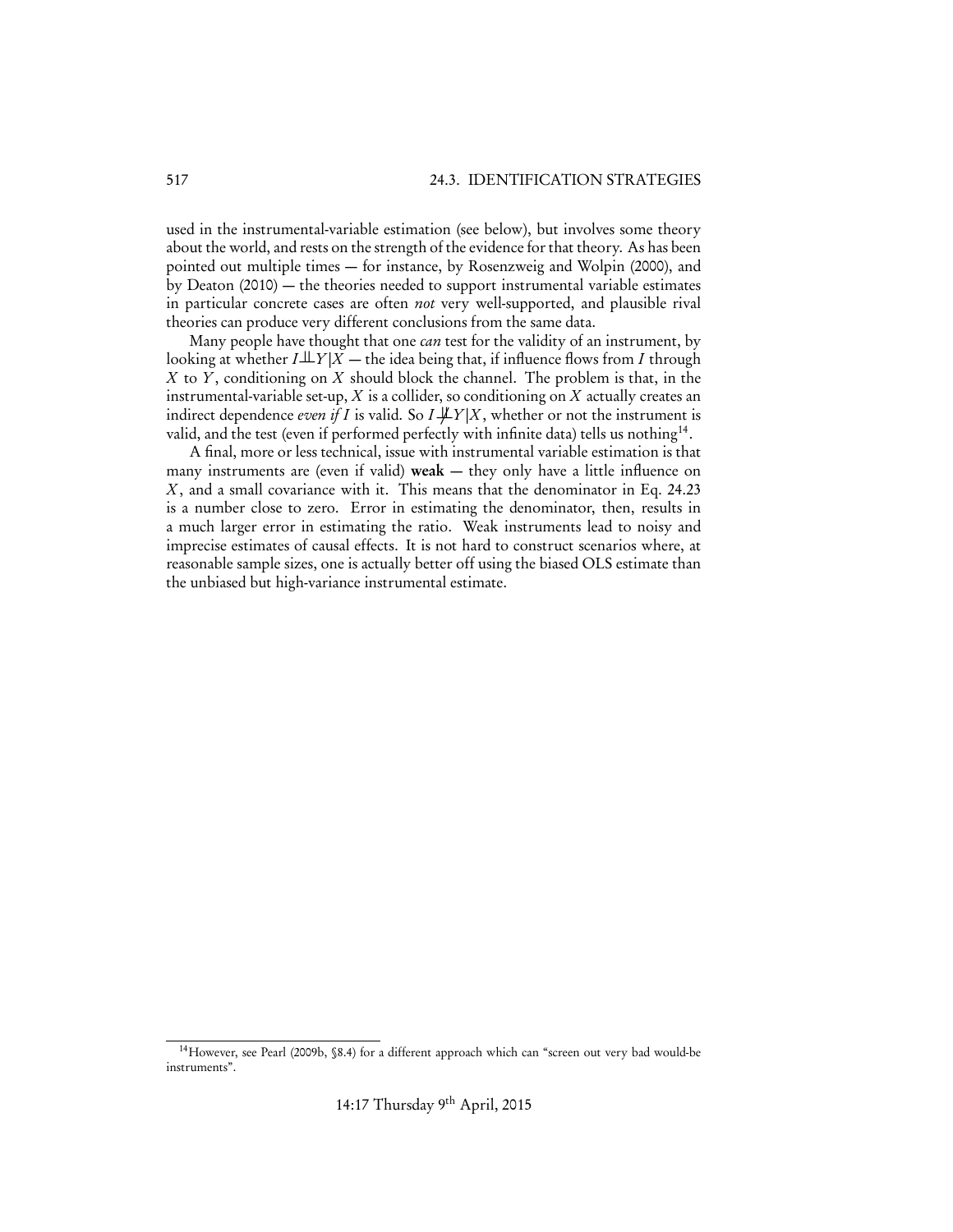used in the instrumental-variable estimation (see below), but involves some theory about the world, and rests on the strength of the evidence for that theory. As has been pointed out multiple times — for instance, by Rosenzweig and Wolpin (2000), and by Deaton (2010) — the theories needed to support instrumental variable estimates in particular concrete cases are often *not* very well-supported, and plausible rival theories can produce very different conclusions from the same data.

Many people have thought that one *can* test for the validity of an instrument, by looking at whether $I \perp\!\!\!\perp Y | X$ — the idea being that, if influence flows from $I$ through $X$ to $Y$, conditioning on $X$ should block the channel. The problem is that, in the instrumental-variable set-up, $X$ is a collider, so conditioning on $X$ actually creates an indirect dependence *even if* $I$ is valid. So $I \not\perp\!\!\!\perp Y | X$, whether or not the instrument is valid, and the test (even if performed perfectly with infinite data) tells us nothing[14].

A final, more or less technical, issue with instrumental variable estimation is that many instruments are (even if valid) **weak** — they only have a little influence on $X$, and a small covariance with it. This means that the denominator in Eq. 24.23 is a number close to zero. Error in estimating the denominator, then, results in a much larger error in estimating the ratio. Weak instruments lead to noisy and imprecise estimates of causal effects. It is not hard to construct scenarios where, at reasonable sample sizes, one is actually better off using the biased OLS estimate than the unbiased but high-variance instrumental estimate.

[14] However, see Pearl (2009b, §8.4) for a different approach which can "screen out very bad would-be instruments".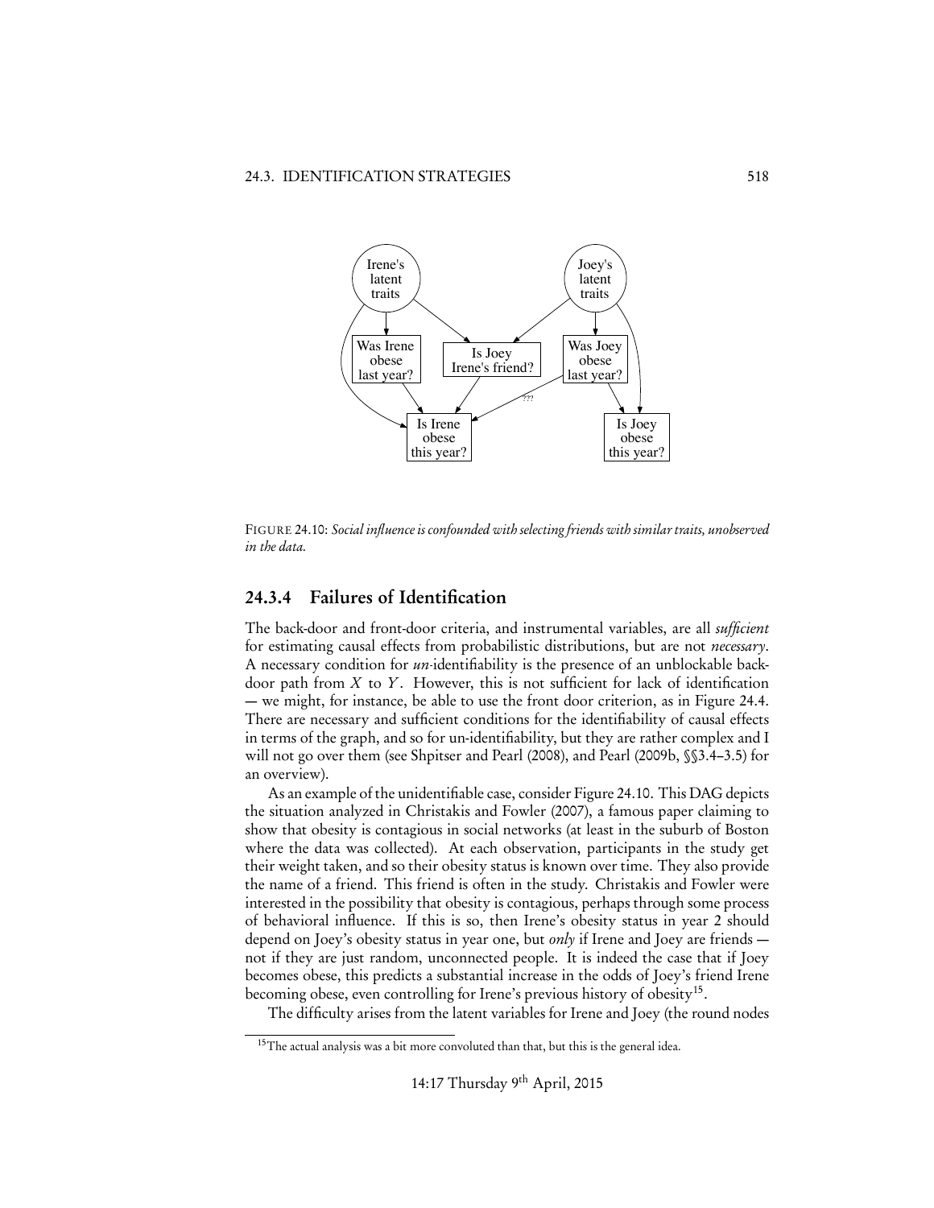FIGURE 24.10: *Social influence is confounded with selecting friends with similar traits, unobserved in the data.*

### 24.3.4 Failures of Identification

The back-door and front-door criteria, and instrumental variables, are all *sufficient* for estimating causal effects from probabilistic distributions, but are not *necessary*. A necessary condition for *un*-identifiability is the presence of an unblockable back-door path from $X$ to $Y$. However, this is not sufficient for lack of identification — we might, for instance, be able to use the front door criterion, as in Figure 24.4. There are necessary and sufficient conditions for the identifiability of causal effects in terms of the graph, and so for un-identifiability, but they are rather complex and I will not go over them (see Shpitser and Pearl (2008), and Pearl (2009b, §§3.4–3.5) for an overview).

As an example of the unidentifiable case, consider Figure 24.10. This DAG depicts the situation analyzed in Christakis and Fowler (2007), a famous paper claiming to show that obesity is contagious in social networks (at least in the suburb of Boston where the data was collected). At each observation, participants in the study get their weight taken, and so their obesity status is known over time. They also provide the name of a friend. This friend is often in the study. Christakis and Fowler were interested in the possibility that obesity is contagious, perhaps through some process of behavioral influence. If this is so, then Irene's obesity status in year 2 should depend on Joey's obesity status in year one, but *only* if Irene and Joey are friends — not if they are just random, unconnected people. It is indeed the case that if Joey becomes obese, this predicts a substantial increase in the odds of Joey's friend Irene becoming obese, even controlling for Irene's previous history of obesity[15].

The difficulty arises from the latent variables for Irene and Joey (the round nodes

[15] The actual analysis was a bit more convoluted than that, but this is the general idea.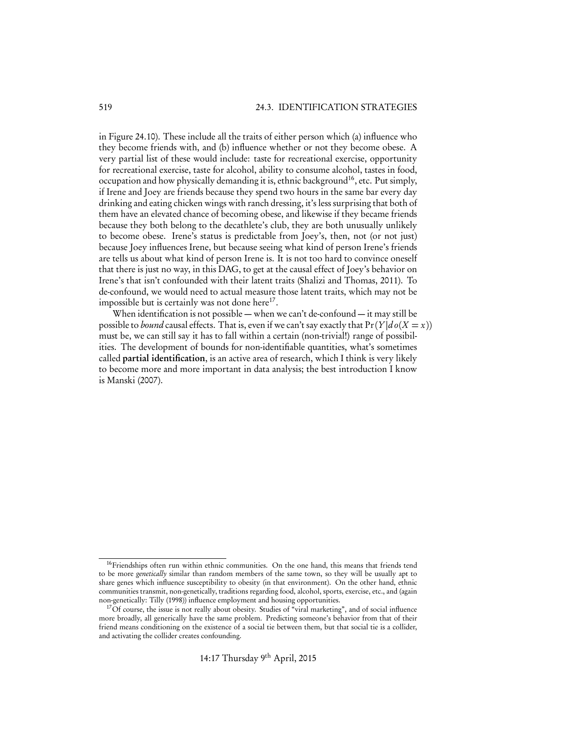in Figure 24.10). These include all the traits of either person which (a) influence who they become friends with, and (b) influence whether or not they become obese. A very partial list of these would include: taste for recreational exercise, opportunity for recreational exercise, taste for alcohol, ability to consume alcohol, tastes in food, occupation and how physically demanding it is, ethnic background[16], etc. Put simply, if Irene and Joey are friends because they spend two hours in the same bar every day drinking and eating chicken wings with ranch dressing, it's less surprising that both of them have an elevated chance of becoming obese, and likewise if they became friends because they both belong to the decathlete's club, they are both unusually unlikely to become obese. Irene's status is predictable from Joey's, then, not (or not just) because Joey influences Irene, but because seeing what kind of person Irene's friends are tells us about what kind of person Irene is. It is not too hard to convince oneself that there is just no way, in this DAG, to get at the causal effect of Joey's behavior on Irene's that isn't confounded with their latent traits (Shalizi and Thomas, 2011). To de-confound, we would need to actual measure those latent traits, which may not be impossible but is certainly was not done here[17].

When identification is not possible — when we can't de-confound — it may still be possible to *bound* causal effects. That is, even if we can't say exactly that $\Pr(Y|do(X = x))$ must be, we can still say it has to fall within a certain (non-trivial!) range of possibilities. The development of bounds for non-identifiable quantities, what's sometimes called **partial identification**, is an active area of research, which I think is very likely to become more and more important in data analysis; the best introduction I know is Manski (2007).

---

[16] Friendships often run within ethnic communities. On the one hand, this means that friends tend to be more *genetically* similar than random members of the same town, so they will be usually apt to share genes which influence susceptibility to obesity (in that environment). On the other hand, ethnic communities transmit, non-genetically, traditions regarding food, alcohol, sports, exercise, etc., and (again non-genetically: Tilly (1998)) influence employment and housing opportunities.

[17] Of course, the issue is not really about obesity. Studies of "viral marketing", and of social influence more broadly, all generically have the same problem. Predicting someone's behavior from that of their friend means conditioning on the existence of a social tie between them, but that social tie is a collider, and activating the collider creates confounding.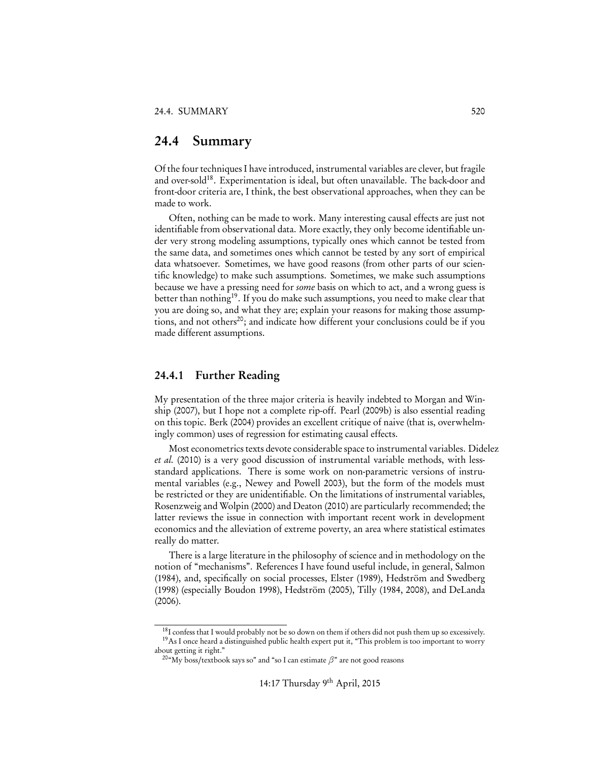## 24.4 Summary

Of the four techniques I have introduced, instrumental variables are clever, but fragile and over-sold[18]. Experimentation is ideal, but often unavailable. The back-door and front-door criteria are, I think, the best observational approaches, when they can be made to work.

Often, nothing can be made to work. Many interesting causal effects are just not identifiable from observational data. More exactly, they only become identifiable under very strong modeling assumptions, typically ones which cannot be tested from the same data, and sometimes ones which cannot be tested by any sort of empirical data whatsoever. Sometimes, we have good reasons (from other parts of our scientific knowledge) to make such assumptions. Sometimes, we make such assumptions because we have a pressing need for *some* basis on which to act, and a wrong guess is better than nothing[19]. If you do make such assumptions, you need to make clear that you are doing so, and what they are; explain your reasons for making those assumptions, and not others[20]; and indicate how different your conclusions could be if you made different assumptions.

### 24.4.1 Further Reading

My presentation of the three major criteria is heavily indebted to Morgan and Winship (2007), but I hope not a complete rip-off. Pearl (2009b) is also essential reading on this topic. Berk (2004) provides an excellent critique of naive (that is, overwhelmingly common) uses of regression for estimating causal effects.

Most econometrics texts devote considerable space to instrumental variables. Didelez *et al.* (2010) is a very good discussion of instrumental variable methods, with less-standard applications. There is some work on non-parametric versions of instrumental variables (e.g., Newey and Powell 2003), but the form of the models must be restricted or they are unidentifiable. On the limitations of instrumental variables, Rosenzweig and Wolpin (2000) and Deaton (2010) are particularly recommended; the latter reviews the issue in connection with important recent work in development economics and the alleviation of extreme poverty, an area where statistical estimates really do matter.

There is a large literature in the philosophy of science and in methodology on the notion of "mechanisms". References I have found useful include, in general, Salmon (1984), and, specifically on social processes, Elster (1989), Hedström and Swedberg (1998) (especially Boudon 1998), Hedström (2005), Tilly (1984, 2008), and DeLanda (2006).

---

[18] I confess that I would probably not be so down on them if others did not push them up so excessively.

[19] As I once heard a distinguished public health expert put it, "This problem is too important to worry about getting it right."

[20] "My boss/textbook says so" and "so I can estimate $\beta$" are not good reasons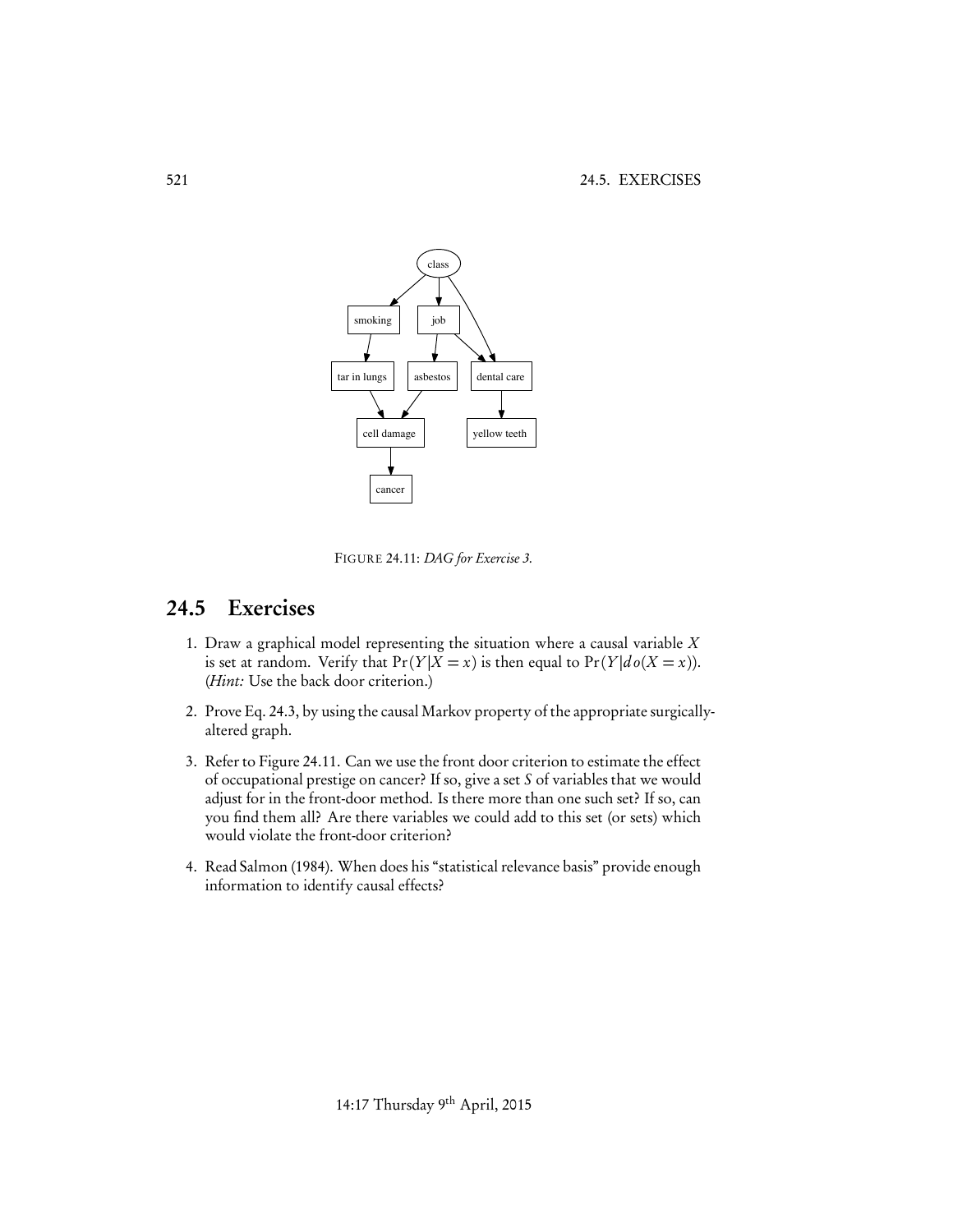class

smoking

job

tar in lungs

asbestos

dental care

cell damage

yellow teeth

cancer

FIGURE 24.11: *DAG for Exercise 3.*

## 24.5 Exercises

1. Draw a graphical model representing the situation where a causal variable $X$ is set at random. Verify that $\Pr(Y|X = x)$ is then equal to $\Pr(Y|do(X = x))$. (*Hint:* Use the back door criterion.)

2. Prove Eq. 24.3, by using the causal Markov property of the appropriate surgically-altered graph.

3. Refer to Figure 24.11. Can we use the front door criterion to estimate the effect of occupational prestige on cancer? If so, give a set $S$ of variables that we would adjust for in the front-door method. Is there more than one such set? If so, can you find them all? Are there variables we could add to this set (or sets) which would violate the front-door criterion?

4. Read Salmon (1984). When does his "statistical relevance basis" provide enough information to identify causal effects?